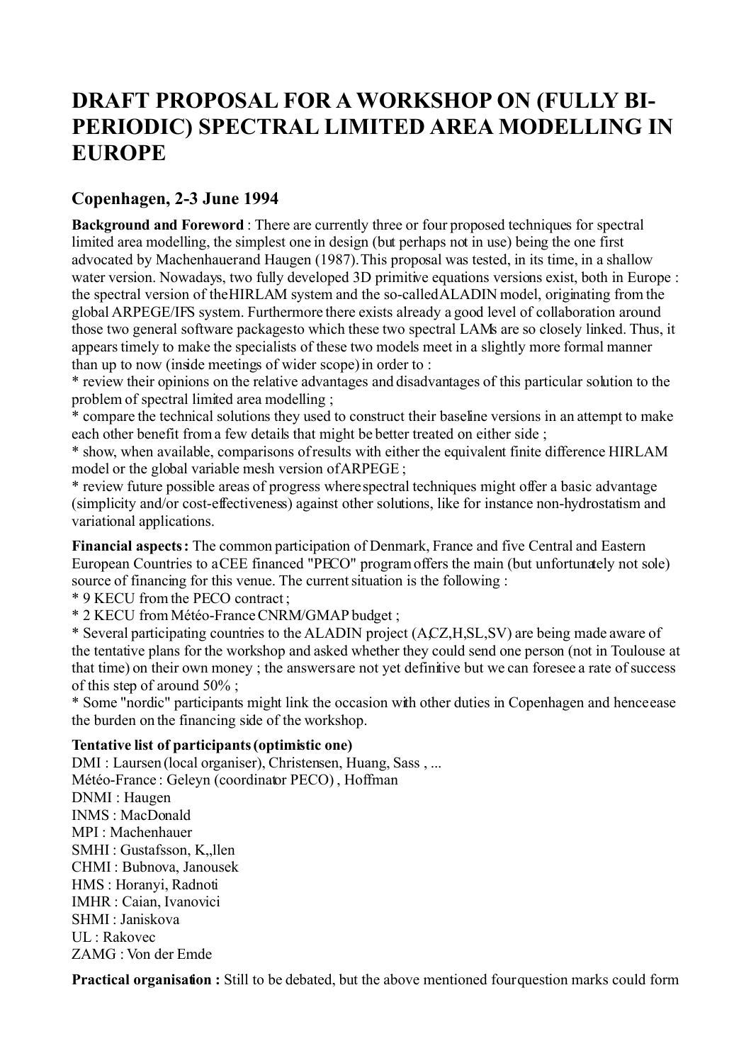# DRAFT PROPOSAL FOR A WORKSHOP ON (FULLY BI-PERIODIC) SPECTRAL LIMITED AREA MODELLING IN EUROPE

## Copenhagen, 2-3 June 1994

**Background and Foreword** : There are currently three or four proposed techniques for spectral limited area modelling, the simplest one in design (but perhaps not in use) being the one first advocated by Machenhauerand Haugen (1987).This proposal was tested, in its time, in a shallow water version. Nowadays, two fully developed 3D primitive equations versions exist, both in Europe : the spectral version of theHIRLAM system and the so-calledALADIN model, originating from the global ARPEGE/IFS system. Furthermore there exists already a good level of collaboration around those two general software packagesto which these two spectral LAMs are so closely linked. Thus, it appears timely to make the specialists of these two models meet in a slightly more formal manner than up to now (inside meetings of wider scope) in order to :
* review their opinions on the relative advantages and disadvantages of this particular solution to the problem of spectral limited area modelling ;
* compare the technical solutions they used to construct their baseline versions in an attempt to make each other benefit from a few details that might be better treated on either side ;
* show, when available, comparisons of results with either the equivalent finite difference HIRLAM model or the global variable mesh version of ARPEGE ;
* review future possible areas of progress where spectral techniques might offer a basic advantage (simplicity and/or cost-effectiveness) against other solutions, like for instance non-hydrostatism and variational applications.

**Financial aspects :** The common participation of Denmark, France and five Central and Eastern European Countries to a CEE financed "PECO" program offers the main (but unfortunately not sole) source of financing for this venue. The current situation is the following :
* 9 KECU from the PECO contract ;
* 2 KECU from Météo-France CNRM/GMAP budget ;
* Several participating countries to the ALADIN project (A,CZ,H,SL,SV) are being made aware of the tentative plans for the workshop and asked whether they could send one person (not in Toulouse at that time) on their own money ; the answers are not yet definitive but we can foresee a rate of success of this step of around 50% ;
* Some "nordic" participants might link the occasion with other duties in Copenhagen and hence ease the burden on the financing side of the workshop.

**Tentative list of participants (optimistic one)**
DMI : Laursen (local organiser), Christensen, Huang, Sass , ...
Météo-France : Geleyn (coordinator PECO) , Hoffman
DNMI : Haugen
INMS : MacDonald
MPI : Machenhauer
SMHI : Gustafsson, K,,llen
CHMI : Bubnova, Janousek
HMS : Horanyi, Radnoti
IMHR : Caian, Ivanovici
SHMI : Janiskova
UL : Rakovec
ZAMG : Von der Emde

**Practical organisation :** Still to be debated, but the above mentioned four question marks could form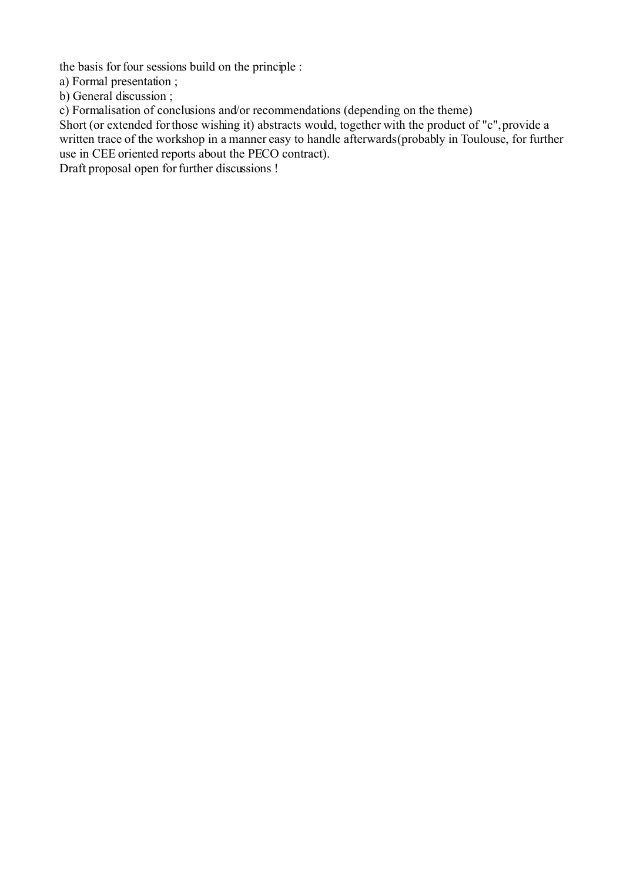the basis for four sessions build on the principle :

a) Formal presentation ;

b) General discussion ;

c) Formalisation of conclusions and/or recommendations (depending on the theme)

Short (or extended for those wishing it) abstracts would, together with the product of "c", provide a written trace of the workshop in a manner easy to handle afterwards(probably in Toulouse, for further use in CEE oriented reports about the PECO contract).

Draft proposal open for further discussions !